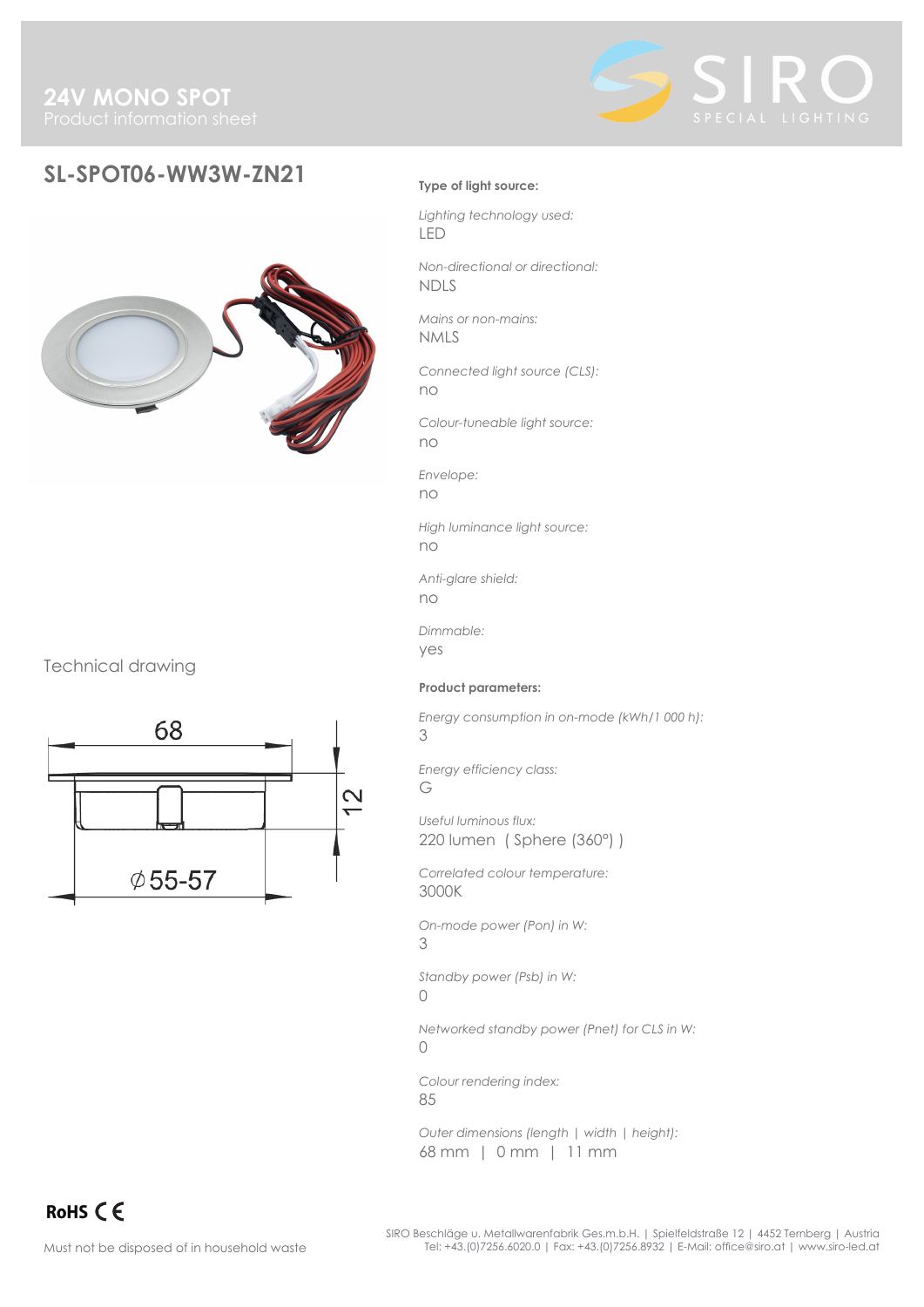# 24V MONO SPOT

Product information sheet

SIRO SPECIAL LIGHTING

## SL-SPOT06-WW3W-ZN21

Technical drawing

68

12

⌀55-57

**Type of light source:**

*Lighting technology used:*
LED

*Non-directional or directional:*
NDLS

*Mains or non-mains:*
NMLS

*Connected light source (CLS):*
no

*Colour-tuneable light source:*
no

*Envelope:*
no

*High luminance light source:*
no

*Anti-glare shield:*
no

*Dimmable:*
yes

**Product parameters:**

*Energy consumption in on-mode (kWh/1 000 h):*
3

*Energy efficiency class:*
G

*Useful luminous flux:*
220 lumen ( Sphere (360°) )

*Correlated colour temperature:*
3000K

*On-mode power (Pon) in W:*
3

*Standby power (Psb) in W:*
0

*Networked standby power (Pnet) for CLS in W:*
0

*Colour rendering index:*
85

*Outer dimensions (length | width | height):*
68 mm | 0 mm | 11 mm

RoHS CE

Must not be disposed of in household waste

SIRO Beschläge u. Metallwarenfabrik Ges.m.b.H. | Spielfeldstraße 12 | 4452 Ternberg | Austria
Tel: +43.(0)7256.6020.0 | Fax: +43.(0)7256.8932 | E-Mail: office@siro.at | www.siro-led.at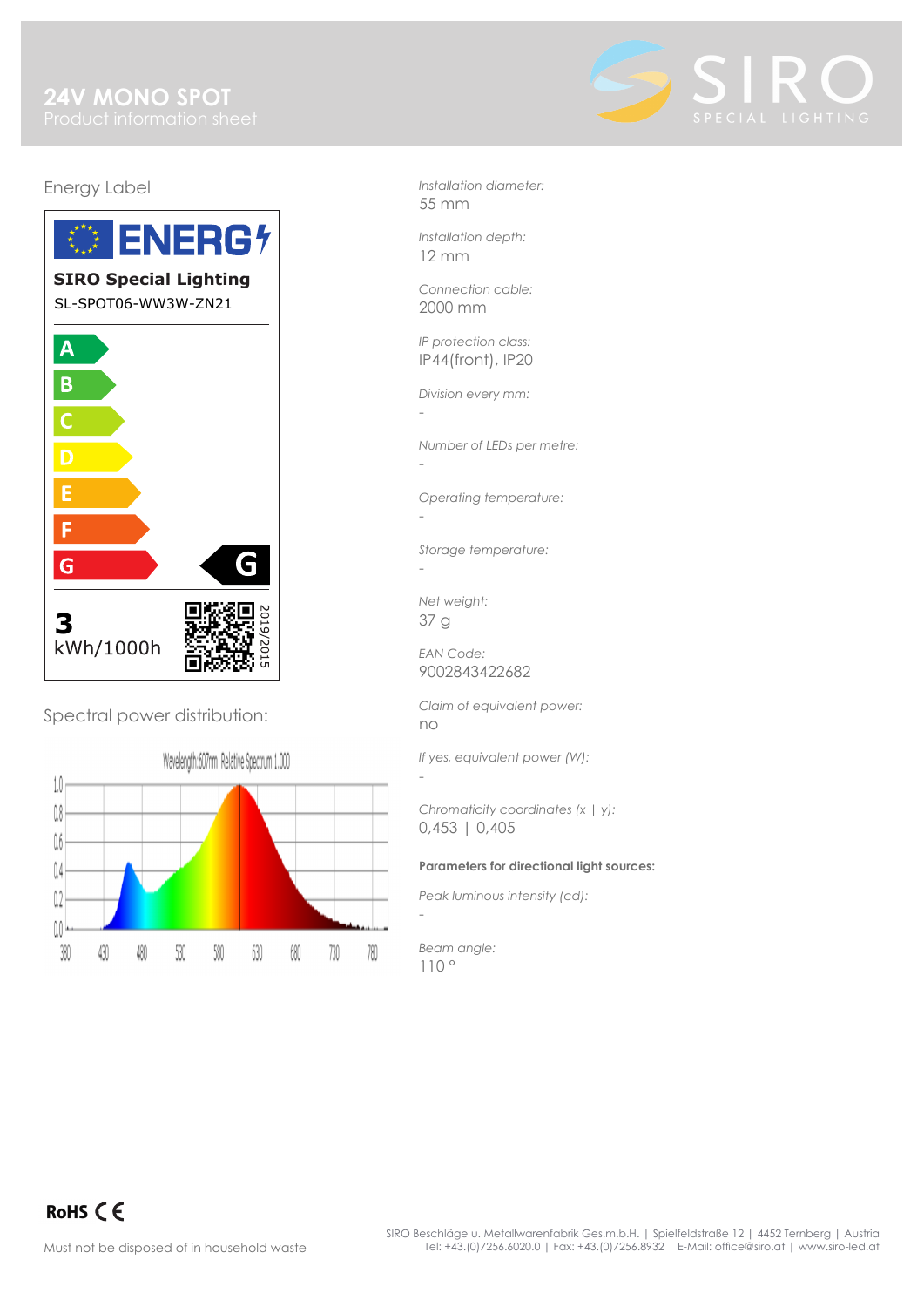# 24V MONO SPOT

Product information sheet

SIRO SPECIAL LIGHTING

## Energy Label

ENERG

**SIRO Special Lighting**

SL-SPOT06-WW3W-ZN21

A
B
C
D
E
F
G

G

**3**
kWh/1000h

2019/2015

## Spectral power distribution:

Wavelength:607nm Relative Spectrum:1.000

*Installation diameter:*
55 mm

*Installation depth:*
12 mm

*Connection cable:*
2000 mm

*IP protection class:*
IP44(front), IP20

*Division every mm:*
-

*Number of LEDs per metre:*
-

*Operating temperature:*
-

*Storage temperature:*
-

*Net weight:*
37 g

*EAN Code:*
9002843422682

*Claim of equivalent power:*
no

*If yes, equivalent power (W):*
-

*Chromaticity coordinates (x | y):*
0,453 | 0,405

**Parameters for directional light sources:**

*Peak luminous intensity (cd):*
-

*Beam angle:*
110 °

RoHS CE

Must not be disposed of in household waste

SIRO Beschläge u. Metallwarenfabrik Ges.m.b.H. | Spielfeldstraße 12 | 4452 Ternberg | Austria
Tel: +43.(0)7256.6020.0 | Fax: +43.(0)7256.8932 | E-Mail: office@siro.at | www.siro-led.at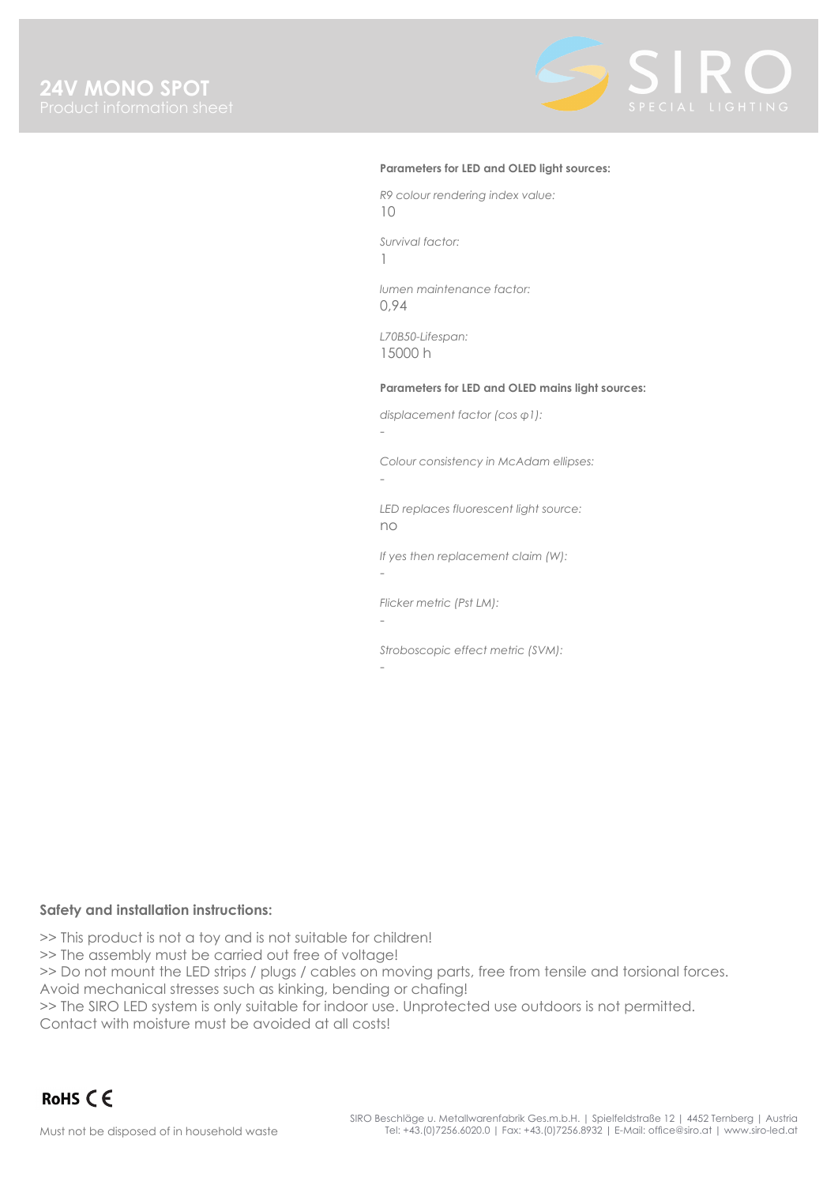# 24V MONO SPOT

Product information sheet

**Parameters for LED and OLED light sources:**

*R9 colour rendering index value:*
10

*Survival factor:*
1

*lumen maintenance factor:*
0,94

*L70B50-Lifespan:*
15000 h

**Parameters for LED and OLED mains light sources:**

*displacement factor (cos φ1):*
-

*Colour consistency in McAdam ellipses:*
-

*LED replaces fluorescent light source:*
no

*If yes then replacement claim (W):*
-

*Flicker metric (Pst LM):*
-

*Stroboscopic effect metric (SVM):*
-

**Safety and installation instructions:**

>> This product is not a toy and is not suitable for children!
>> The assembly must be carried out free of voltage!
>> Do not mount the LED strips / plugs / cables on moving parts, free from tensile and torsional forces. Avoid mechanical stresses such as kinking, bending or chafing!
>> The SIRO LED system is only suitable for indoor use. Unprotected use outdoors is not permitted. Contact with moisture must be avoided at all costs!

RoHS CE

Must not be disposed of in household waste

SIRO Beschläge u. Metallwarenfabrik Ges.m.b.H. | Spielfeldstraße 12 | 4452 Ternberg | Austria
Tel: +43.(0)7256.6020.0 | Fax: +43.(0)7256.8932 | E-Mail: office@siro.at | www.siro-led.at